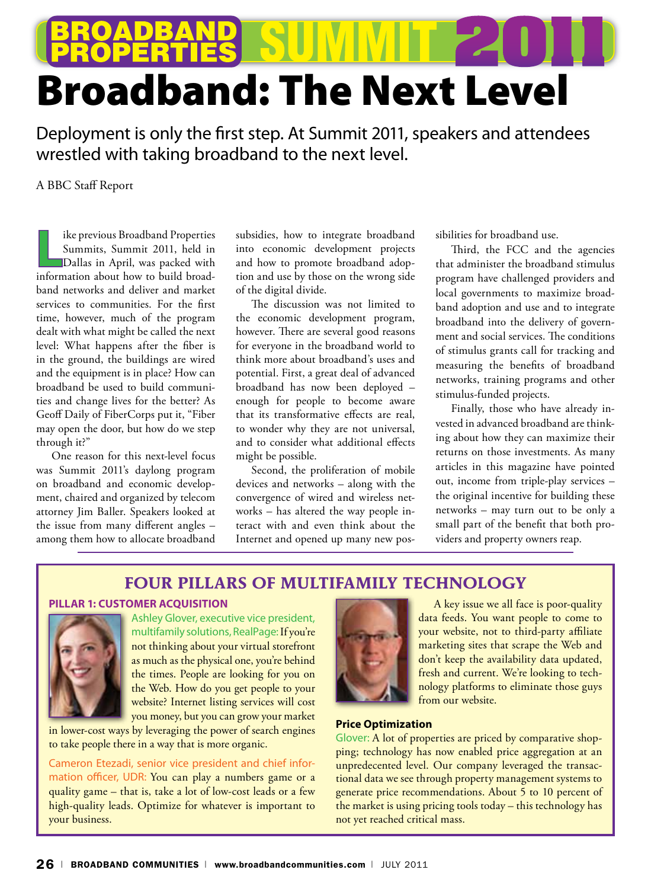# BROADBAND PROPERTIES SUMMIT 2011

# Broadband: The Next Level

Deployment is only the first step. At Summit 2011, speakers and attendees wrestled with taking broadband to the next level.

A BBC Staff Report

Like previous Broadband Properties Summits, Summit 2011, held in Dallas in April, was packed with information about how to build broadband networks and deliver and market services to communities. For the first time, however, much of the program dealt with what might be called the next level: What happens after the fiber is in the ground, the buildings are wired and the equipment is in place? How can broadband be used to build communities and change lives for the better? As Geoff Daily of FiberCorps put it, "Fiber may open the door, but how do we step through it?"

One reason for this next-level focus was Summit 2011's daylong program on broadband and economic development, chaired and organized by telecom attorney Jim Baller. Speakers looked at the issue from many different angles – among them how to allocate broadband subsidies, how to integrate broadband into economic development projects and how to promote broadband adoption and use by those on the wrong side of the digital divide.

The discussion was not limited to the economic development program, however. There are several good reasons for everyone in the broadband world to think more about broadband's uses and potential. First, a great deal of advanced broadband has now been deployed – enough for people to become aware that its transformative effects are real, to wonder why they are not universal, and to consider what additional effects might be possible.

Second, the proliferation of mobile devices and networks – along with the convergence of wired and wireless networks – has altered the way people interact with and even think about the Internet and opened up many new possibilities for broadband use.

Third, the FCC and the agencies that administer the broadband stimulus program have challenged providers and local governments to maximize broadband adoption and use and to integrate broadband into the delivery of government and social services. The conditions of stimulus grants call for tracking and measuring the benefits of broadband networks, training programs and other stimulus-funded projects.

Finally, those who have already invested in advanced broadband are thinking about how they can maximize their returns on those investments. As many articles in this magazine have pointed out, income from triple-play services – the original incentive for building these networks – may turn out to be only a small part of the benefit that both providers and property owners reap.

## FOUR PILLARS OF MULTIFAMILY TECHNOLOGY

### PILLAR 1: CUSTOMER ACQUISITION

Ashley Glover, executive vice president, multifamily solutions, RealPage: If you're not thinking about your virtual storefront as much as the physical one, you're behind the times. People are looking for you on the Web. How do you get people to your website? Internet listing services will cost you money, but you can grow your market in lower-cost ways by leveraging the power of search engines to take people there in a way that is more organic.

Cameron Etezadi, senior vice president and chief information officer, UDR: You can play a numbers game or a quality game – that is, take a lot of low-cost leads or a few high-quality leads. Optimize for whatever is important to your business.

A key issue we all face is poor-quality data feeds. You want people to come to your website, not to third-party affiliate marketing sites that scrape the Web and don't keep the availability data updated, fresh and current. We're looking to technology platforms to eliminate those guys from our website.

**Price Optimization**

Glover: A lot of properties are priced by comparative shopping; technology has now enabled price aggregation at an unpredecented level. Our company leveraged the transactional data we see through property management systems to generate price recommendations. About 5 to 10 percent of the market is using pricing tools today – this technology has not yet reached critical mass.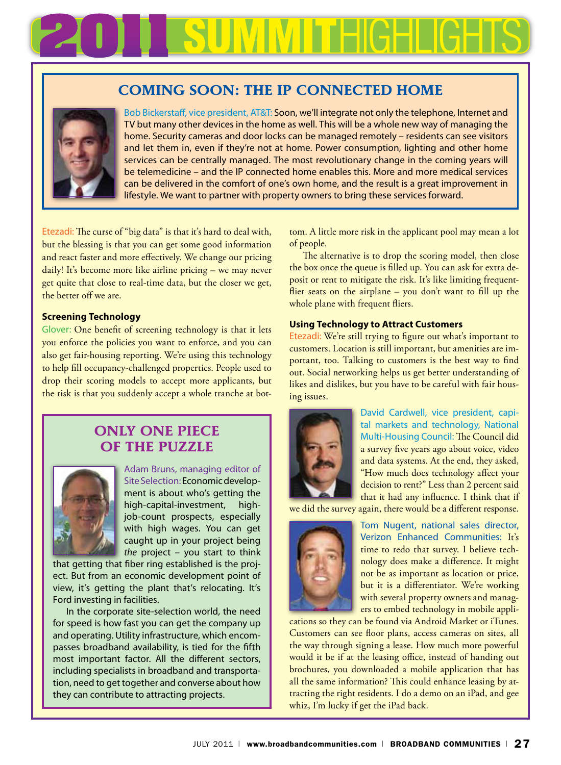# 2011 SUMMIT HIGHLIGHTS

## COMING SOON: THE IP CONNECTED HOME

Bob Bickerstaff, vice president, AT&T: Soon, we'll integrate not only the telephone, Internet and TV but many other devices in the home as well. This will be a whole new way of managing the home. Security cameras and door locks can be managed remotely – residents can see visitors and let them in, even if they're not at home. Power consumption, lighting and other home services can be centrally managed. The most revolutionary change in the coming years will be telemedicine – and the IP connected home enables this. More and more medical services can be delivered in the comfort of one's own home, and the result is a great improvement in lifestyle. We want to partner with property owners to bring these services forward.

Etezadi: The curse of "big data" is that it's hard to deal with, but the blessing is that you can get some good information and react faster and more effectively. We change our pricing daily! It's become more like airline pricing – we may never get quite that close to real-time data, but the closer we get, the better off we are.

### Screening Technology

Glover: One benefit of screening technology is that it lets you enforce the policies you want to enforce, and you can also get fair-housing reporting. We're using this technology to help fill occupancy-challenged properties. People used to drop their scoring models to accept more applicants, but the risk is that you suddenly accept a whole tranche at bottom. A little more risk in the applicant pool may mean a lot of people.

The alternative is to drop the scoring model, then close the box once the queue is filled up. You can ask for extra deposit or rent to mitigate the risk. It's like limiting frequent-flier seats on the airplane – you don't want to fill up the whole plane with frequent fliers.

## ONLY ONE PIECE OF THE PUZZLE

Adam Bruns, managing editor of Site Selection: Economic development is about who's getting the high-capital-investment, high-job-count prospects, especially with high wages. You can get caught up in your project being *the* project – you start to think that getting that fiber ring established is the project. But from an economic development point of view, it's getting the plant that's relocating. It's Ford investing in facilities.

In the corporate site-selection world, the need for speed is how fast you can get the company up and operating. Utility infrastructure, which encompasses broadband availability, is tied for the fifth most important factor. All the different sectors, including specialists in broadband and transportation, need to get together and converse about how they can contribute to attracting projects.

### Using Technology to Attract Customers

Etezadi: We're still trying to figure out what's important to customers. Location is still important, but amenities are important, too. Talking to customers is the best way to find out. Social networking helps us get better understanding of likes and dislikes, but you have to be careful with fair housing issues.

David Cardwell, vice president, capital markets and technology, National Multi-Housing Council: The Council did a survey five years ago about voice, video and data systems. At the end, they asked, "How much does technology affect your decision to rent?" Less than 2 percent said that it had any influence. I think that if we did the survey again, there would be a different response.

Tom Nugent, national sales director, Verizon Enhanced Communities: It's time to redo that survey. I believe technology does make a difference. It might not be as important as location or price, but it is a differentiator. We're working with several property owners and managers to embed technology in mobile applications so they can be found via Android Market or iTunes. Customers can see floor plans, access cameras on sites, all the way through signing a lease. How much more powerful would it be if at the leasing office, instead of handing out brochures, you downloaded a mobile application that has all the same information? This could enhance leasing by attracting the right residents. I do a demo on an iPad, and gee whiz, I'm lucky if get the iPad back.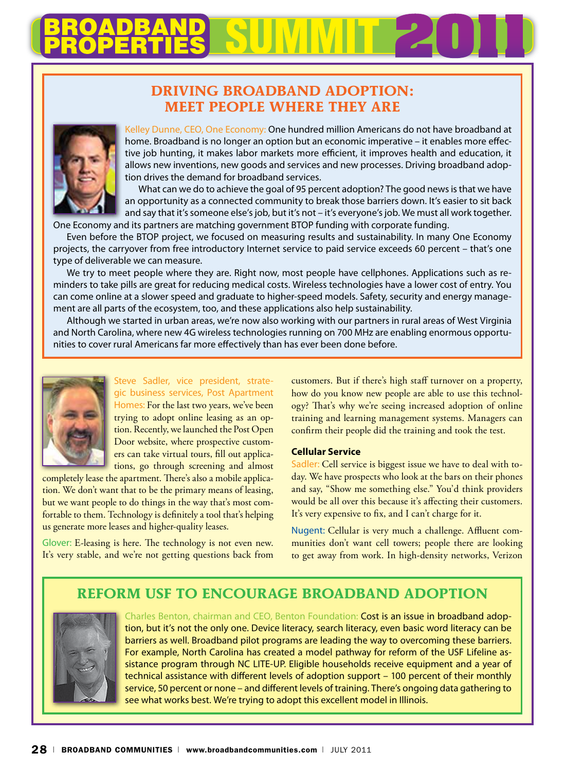## DRIVING BROADBAND ADOPTION: MEET PEOPLE WHERE THEY ARE

Kelley Dunne, CEO, One Economy: One hundred million Americans do not have broadband at home. Broadband is no longer an option but an economic imperative – it enables more effective job hunting, it makes labor markets more efficient, it improves health and education, it allows new inventions, new goods and services and new processes. Driving broadband adoption drives the demand for broadband services.

What can we do to achieve the goal of 95 percent adoption? The good news is that we have an opportunity as a connected community to break those barriers down. It's easier to sit back and say that it's someone else's job, but it's not – it's everyone's job. We must all work together. One Economy and its partners are matching government BTOP funding with corporate funding.

Even before the BTOP project, we focused on measuring results and sustainability. In many One Economy projects, the carryover from free introductory Internet service to paid service exceeds 60 percent – that's one type of deliverable we can measure.

We try to meet people where they are. Right now, most people have cellphones. Applications such as reminders to take pills are great for reducing medical costs. Wireless technologies have a lower cost of entry. You can come online at a slower speed and graduate to higher-speed models. Safety, security and energy management are all parts of the ecosystem, too, and these applications also help sustainability.

Although we started in urban areas, we're now also working with our partners in rural areas of West Virginia and North Carolina, where new 4G wireless technologies running on 700 MHz are enabling enormous opportunities to cover rural Americans far more effectively than has ever been done before.

Steve Sadler, vice president, strategic business services, Post Apartment Homes: For the last two years, we've been trying to adopt online leasing as an option. Recently, we launched the Post Open Door website, where prospective customers can take virtual tours, fill out applications, go through screening and almost completely lease the apartment. There's also a mobile application. We don't want that to be the primary means of leasing, but we want people to do things in the way that's most comfortable to them. Technology is definitely a tool that's helping us generate more leases and higher-quality leases.

Glover: E-leasing is here. The technology is not even new. It's very stable, and we're not getting questions back from customers. But if there's high staff turnover on a property, how do you know new people are able to use this technology? That's why we're seeing increased adoption of online training and learning management systems. Managers can confirm their people did the training and took the test.

### Cellular Service

Sadler: Cell service is biggest issue we have to deal with today. We have prospects who look at the bars on their phones and say, "Show me something else." You'd think providers would be all over this because it's affecting their customers. It's very expensive to fix, and I can't charge for it.

Nugent: Cellular is very much a challenge. Affluent communities don't want cell towers; people there are looking to get away from work. In high-density networks, Verizon

## REFORM USF TO ENCOURAGE BROADBAND ADOPTION

Charles Benton, chairman and CEO, Benton Foundation: Cost is an issue in broadband adoption, but it's not the only one. Device literacy, search literacy, even basic word literacy can be barriers as well. Broadband pilot programs are leading the way to overcoming these barriers. For example, North Carolina has created a model pathway for reform of the USF Lifeline assistance program through NC LITE-UP. Eligible households receive equipment and a year of technical assistance with different levels of adoption support – 100 percent of their monthly service, 50 percent or none – and different levels of training. There's ongoing data gathering to see what works best. We're trying to adopt this excellent model in Illinois.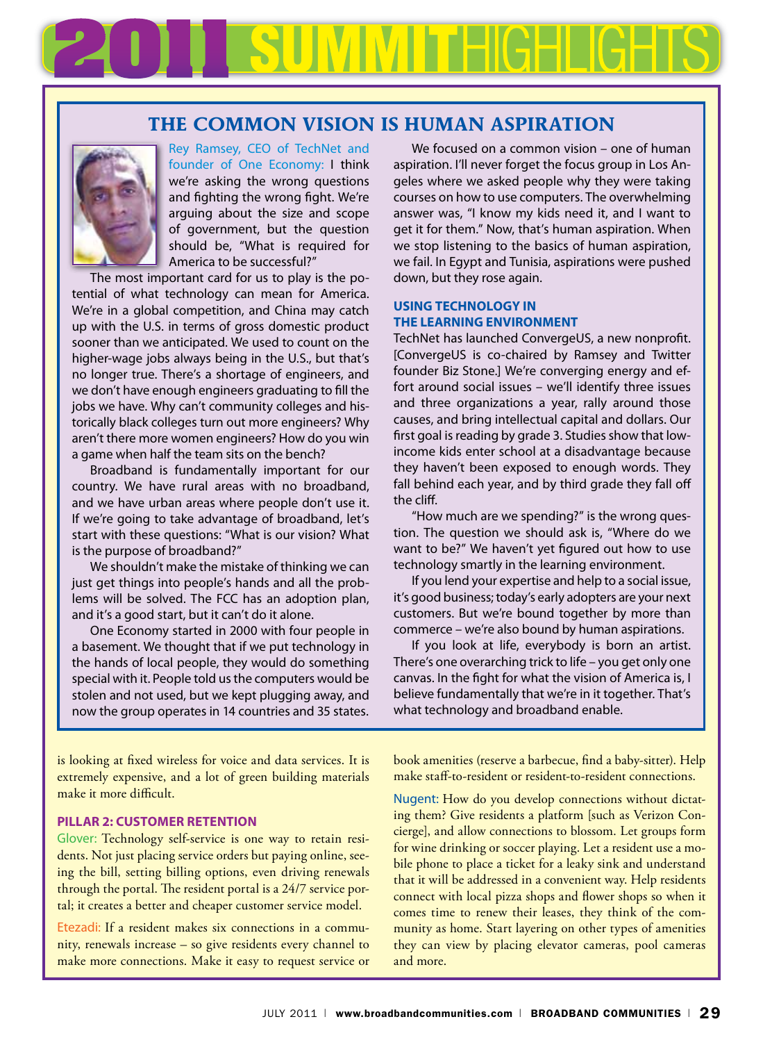# 2011 SUMMIT HIGHLIGHTS

## THE COMMON VISION IS HUMAN ASPIRATION

Rey Ramsey, CEO of TechNet and founder of One Economy: I think we're asking the wrong questions and fighting the wrong fight. We're arguing about the size and scope of government, but the question should be, "What is required for America to be successful?"

The most important card for us to play is the potential of what technology can mean for America. We're in a global competition, and China may catch up with the U.S. in terms of gross domestic product sooner than we anticipated. We used to count on the higher-wage jobs always being in the U.S., but that's no longer true. There's a shortage of engineers, and we don't have enough engineers graduating to fill the jobs we have. Why can't community colleges and historically black colleges turn out more engineers? Why aren't there more women engineers? How do you win a game when half the team sits on the bench?

Broadband is fundamentally important for our country. We have rural areas with no broadband, and we have urban areas where people don't use it. If we're going to take advantage of broadband, let's start with these questions: "What is our vision? What is the purpose of broadband?"

We shouldn't make the mistake of thinking we can just get things into people's hands and all the problems will be solved. The FCC has an adoption plan, and it's a good start, but it can't do it alone.

One Economy started in 2000 with four people in a basement. We thought that if we put technology in the hands of local people, they would do something special with it. People told us the computers would be stolen and not used, but we kept plugging away, and now the group operates in 14 countries and 35 states.

We focused on a common vision – one of human aspiration. I'll never forget the focus group in Los Angeles where we asked people why they were taking courses on how to use computers. The overwhelming answer was, "I know my kids need it, and I want to get it for them." Now, that's human aspiration. When we stop listening to the basics of human aspiration, we fail. In Egypt and Tunisia, aspirations were pushed down, but they rose again.

### USING TECHNOLOGY IN THE LEARNING ENVIRONMENT

TechNet has launched ConvergeUS, a new nonprofit. [ConvergeUS is co-chaired by Ramsey and Twitter founder Biz Stone.] We're converging energy and effort around social issues – we'll identify three issues and three organizations a year, rally around those causes, and bring intellectual capital and dollars. Our first goal is reading by grade 3. Studies show that low-income kids enter school at a disadvantage because they haven't been exposed to enough words. They fall behind each year, and by third grade they fall off the cliff.

"How much are we spending?" is the wrong question. The question we should ask is, "Where do we want to be?" We haven't yet figured out how to use technology smartly in the learning environment.

If you lend your expertise and help to a social issue, it's good business; today's early adopters are your next customers. But we're bound together by more than commerce – we're also bound by human aspirations.

If you look at life, everybody is born an artist. There's one overarching trick to life – you get only one canvas. In the fight for what the vision of America is, I believe fundamentally that we're in it together. That's what technology and broadband enable.

---

is looking at fixed wireless for voice and data services. It is extremely expensive, and a lot of green building materials make it more difficult.

### PILLAR 2: CUSTOMER RETENTION

Glover: Technology self-service is one way to retain residents. Not just placing service orders but paying online, seeing the bill, setting billing options, even driving renewals through the portal. The resident portal is a 24/7 service portal; it creates a better and cheaper customer service model.

Etezadi: If a resident makes six connections in a community, renewals increase – so give residents every channel to make more connections. Make it easy to request service or book amenities (reserve a barbecue, find a baby-sitter). Help make staff-to-resident or resident-to-resident connections.

Nugent: How do you develop connections without dictating them? Give residents a platform [such as Verizon Concierge], and allow connections to blossom. Let groups form for wine drinking or soccer playing. Let a resident use a mobile phone to place a ticket for a leaky sink and understand that it will be addressed in a convenient way. Help residents connect with local pizza shops and flower shops so when it comes time to renew their leases, they think of the community as home. Start layering on other types of amenities they can view by placing elevator cameras, pool cameras and more.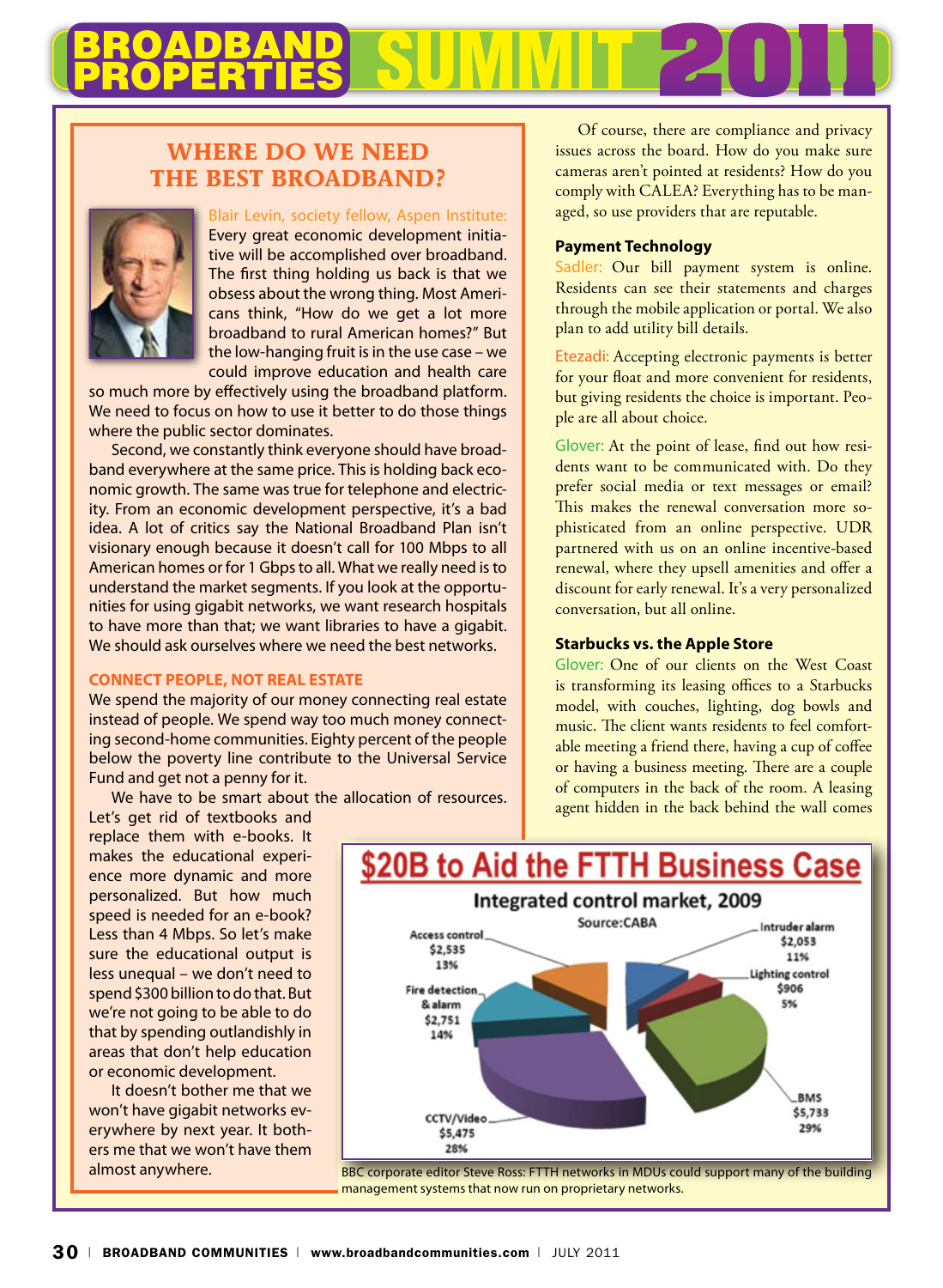# BROADBAND PROPERTIES SUMMIT 2011

## WHERE DO WE NEED THE BEST BROADBAND?

Blair Levin, society fellow, Aspen Institute: Every great economic development initiative will be accomplished over broadband. The first thing holding us back is that we obsess about the wrong thing. Most Americans think, "How do we get a lot more broadband to rural American homes?" But the low-hanging fruit is in the use case – we could improve education and health care so much more by effectively using the broadband platform. We need to focus on how to use it better to do those things where the public sector dominates.

Second, we constantly think everyone should have broadband everywhere at the same price. This is holding back economic growth. The same was true for telephone and electricity. From an economic development perspective, it's a bad idea. A lot of critics say the National Broadband Plan isn't visionary enough because it doesn't call for 100 Mbps to all American homes or for 1 Gbps to all. What we really need is to understand the market segments. If you look at the opportunities for using gigabit networks, we want research hospitals to have more than that; we want libraries to have a gigabit. We should ask ourselves where we need the best networks.

### CONNECT PEOPLE, NOT REAL ESTATE

We spend the majority of our money connecting real estate instead of people. We spend way too much money connecting second-home communities. Eighty percent of the people below the poverty line contribute to the Universal Service Fund and get not a penny for it.

We have to be smart about the allocation of resources. Let's get rid of textbooks and replace them with e-books. It makes the educational experience more dynamic and more personalized. But how much speed is needed for an e-book? Less than 4 Mbps. So let's make sure the educational output is less unequal – we don't need to spend $300 billion to do that. But we're not going to be able to do that by spending outlandishly in areas that don't help education or economic development.

It doesn't bother me that we won't have gigabit networks everywhere by next year. It bothers me that we won't have them almost anywhere.

---

Of course, there are compliance and privacy issues across the board. How do you make sure cameras aren't pointed at residents? How do you comply with CALEA? Everything has to be managed, so use providers that are reputable.

### Payment Technology

Sadler: Our bill payment system is online. Residents can see their statements and charges through the mobile application or portal. We also plan to add utility bill details.

Etezadi: Accepting electronic payments is better for your float and more convenient for residents, but giving residents the choice is important. People are all about choice.

Glover: At the point of lease, find out how residents want to be communicated with. Do they prefer social media or text messages or email? This makes the renewal conversation more sophisticated from an online perspective. UDR partnered with us on an online incentive-based renewal, where they upsell amenities and offer a discount for early renewal. It's a very personalized conversation, but all online.

### Starbucks vs. the Apple Store

Glover: One of our clients on the West Coast is transforming its leasing offices to a Starbucks model, with couches, lighting, dog bowls and music. The client wants residents to feel comfortable meeting a friend there, having a cup of coffee or having a business meeting. There are a couple of computers in the back of the room. A leasing agent hidden in the back behind the wall comes

## $20B to Aid the FTTH Business Case

**Integrated control market, 2009**

Source:CABA

| Segment | Value | Share |
|---|---|---|
| Access control | $2,535 | 13% |
| Intruder alarm | $2,053 | 11% |
| Lighting control | $906 | 5% |
| BMS | $5,733 | 29% |
| CCTV/Video | $5,475 | 28% |
| Fire detection & alarm | $2,751 | 14% |

BBC corporate editor Steve Ross: FTTH networks in MDUs could support many of the building management systems that now run on proprietary networks.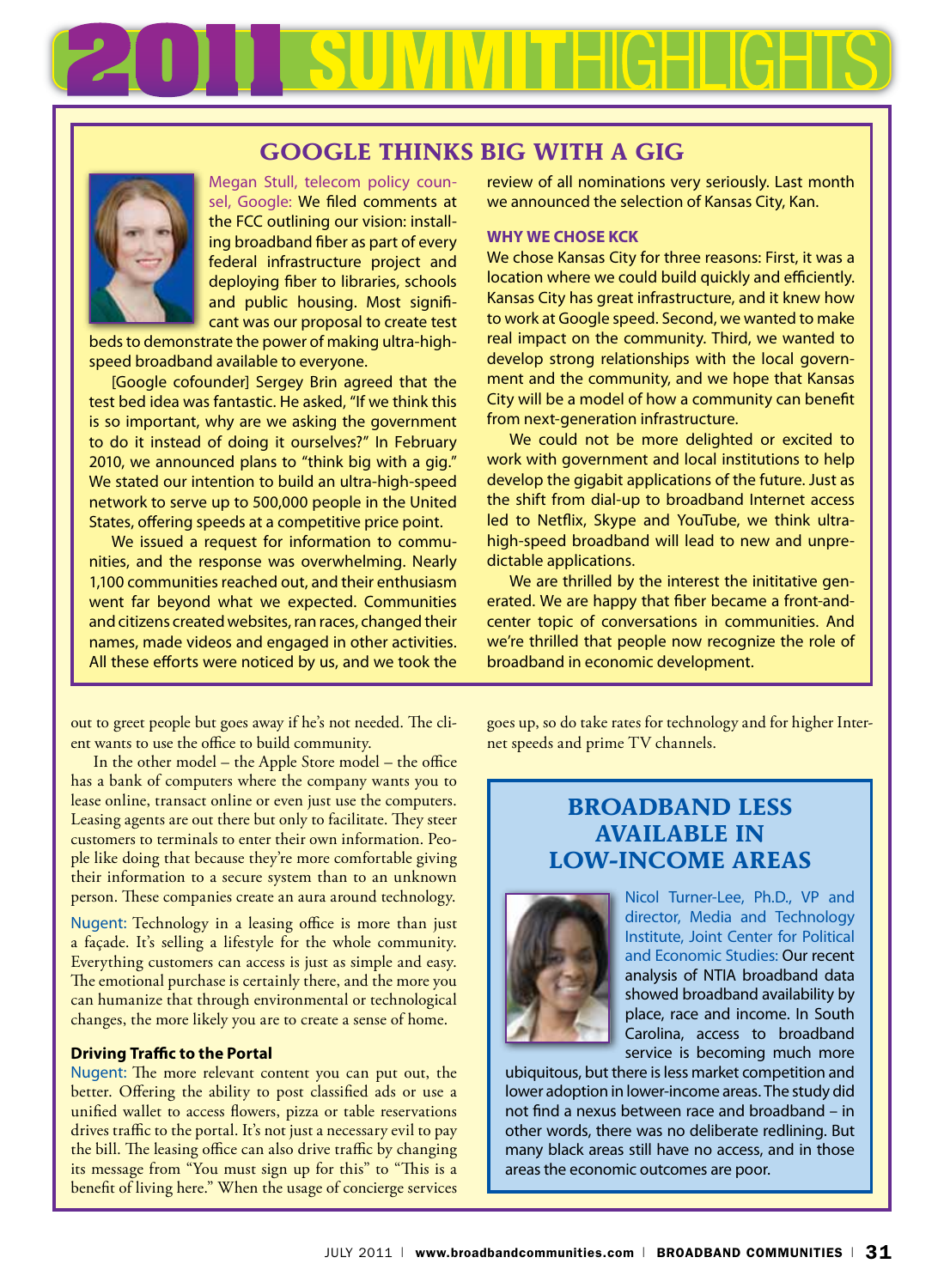# 2011 SUMMIT HIGHLIGHTS

## GOOGLE THINKS BIG WITH A GIG

Megan Stull, telecom policy counsel, Google: We filed comments at the FCC outlining our vision: installing broadband fiber as part of every federal infrastructure project and deploying fiber to libraries, schools and public housing. Most significant was our proposal to create test beds to demonstrate the power of making ultra-high-speed broadband available to everyone.

[Google cofounder] Sergey Brin agreed that the test bed idea was fantastic. He asked, "If we think this is so important, why are we asking the government to do it instead of doing it ourselves?" In February 2010, we announced plans to "think big with a gig." We stated our intention to build an ultra-high-speed network to serve up to 500,000 people in the United States, offering speeds at a competitive price point.

We issued a request for information to communities, and the response was overwhelming. Nearly 1,100 communities reached out, and their enthusiasm went far beyond what we expected. Communities and citizens created websites, ran races, changed their names, made videos and engaged in other activities. All these efforts were noticed by us, and we took the review of all nominations very seriously. Last month we announced the selection of Kansas City, Kan.

### WHY WE CHOSE KCK

We chose Kansas City for three reasons: First, it was a location where we could build quickly and efficiently. Kansas City has great infrastructure, and it knew how to work at Google speed. Second, we wanted to make real impact on the community. Third, we wanted to develop strong relationships with the local government and the community, and we hope that Kansas City will be a model of how a community can benefit from next-generation infrastructure.

We could not be more delighted or excited to work with government and local institutions to help develop the gigabit applications of the future. Just as the shift from dial-up to broadband Internet access led to Netflix, Skype and YouTube, we think ultra-high-speed broadband will lead to new and unpredictable applications.

We are thrilled by the interest the inititative generated. We are happy that fiber became a front-and-center topic of conversations in communities. And we're thrilled that people now recognize the role of broadband in economic development.

---

out to greet people but goes away if he's not needed. The client wants to use the office to build community.

In the other model – the Apple Store model – the office has a bank of computers where the company wants you to lease online, transact online or even just use the computers. Leasing agents are out there but only to facilitate. They steer customers to terminals to enter their own information. People like doing that because they're more comfortable giving their information to a secure system than to an unknown person. These companies create an aura around technology.

Nugent: Technology in a leasing office is more than just a façade. It's selling a lifestyle for the whole community. Everything customers can access is just as simple and easy. The emotional purchase is certainly there, and the more you can humanize that through environmental or technological changes, the more likely you are to create a sense of home.

**Driving Traffic to the Portal**

Nugent: The more relevant content you can put out, the better. Offering the ability to post classified ads or use a unified wallet to access flowers, pizza or table reservations drives traffic to the portal. It's not just a necessary evil to pay the bill. The leasing office can also drive traffic by changing its message from "You must sign up for this" to "This is a benefit of living here." When the usage of concierge services goes up, so do take rates for technology and for higher Internet speeds and prime TV channels.

## BROADBAND LESS AVAILABLE IN LOW-INCOME AREAS

Nicol Turner-Lee, Ph.D., VP and director, Media and Technology Institute, Joint Center for Political and Economic Studies: Our recent analysis of NTIA broadband data showed broadband availability by place, race and income. In South Carolina, access to broadband service is becoming much more ubiquitous, but there is less market competition and lower adoption in lower-income areas. The study did not find a nexus between race and broadband – in other words, there was no deliberate redlining. But many black areas still have no access, and in those areas the economic outcomes are poor.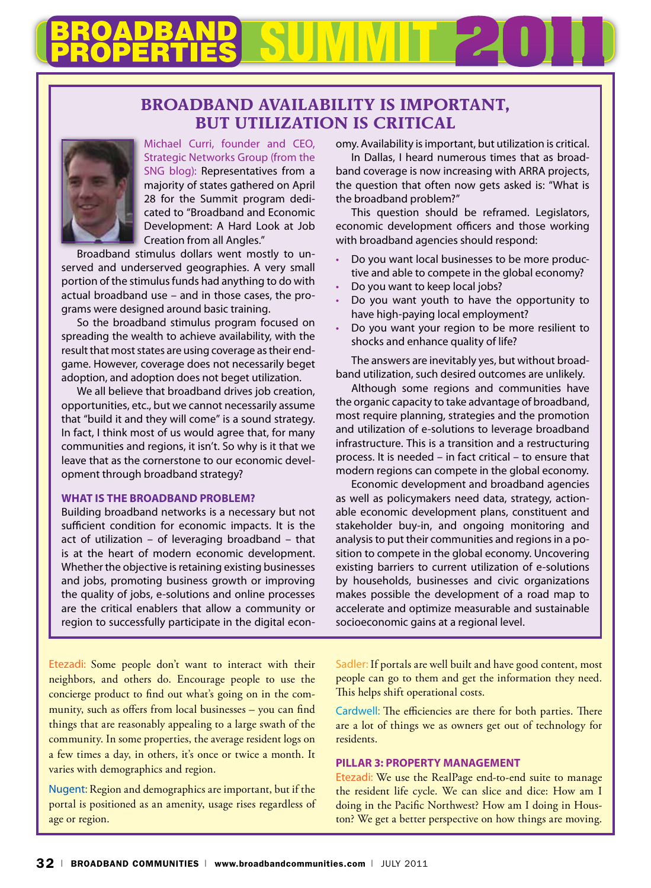# BROADBAND PROPERTIES SUMMIT 2011

## BROADBAND AVAILABILITY IS IMPORTANT, BUT UTILIZATION IS CRITICAL

Michael Curri, founder and CEO, Strategic Networks Group (from the SNG blog): Representatives from a majority of states gathered on April 28 for the Summit program dedicated to "Broadband and Economic Development: A Hard Look at Job Creation from all Angles."

Broadband stimulus dollars went mostly to unserved and underserved geographies. A very small portion of the stimulus funds had anything to do with actual broadband use – and in those cases, the programs were designed around basic training.

So the broadband stimulus program focused on spreading the wealth to achieve availability, with the result that most states are using coverage as their endgame. However, coverage does not necessarily beget adoption, and adoption does not beget utilization.

We all believe that broadband drives job creation, opportunities, etc., but we cannot necessarily assume that "build it and they will come" is a sound strategy. In fact, I think most of us would agree that, for many communities and regions, it isn't. So why is it that we leave that as the cornerstone to our economic development through broadband strategy?

### WHAT IS THE BROADBAND PROBLEM?

Building broadband networks is a necessary but not sufficient condition for economic impacts. It is the act of utilization – of leveraging broadband – that is at the heart of modern economic development. Whether the objective is retaining existing businesses and jobs, promoting business growth or improving the quality of jobs, e-solutions and online processes are the critical enablers that allow a community or region to successfully participate in the digital economy. Availability is important, but utilization is critical.

In Dallas, I heard numerous times that as broadband coverage is now increasing with ARRA projects, the question that often now gets asked is: "What is the broadband problem?"

This question should be reframed. Legislators, economic development officers and those working with broadband agencies should respond:

- Do you want local businesses to be more productive and able to compete in the global economy?
- Do you want to keep local jobs?
- Do you want youth to have the opportunity to have high-paying local employment?
- Do you want your region to be more resilient to shocks and enhance quality of life?

The answers are inevitably yes, but without broadband utilization, such desired outcomes are unlikely.

Although some regions and communities have the organic capacity to take advantage of broadband, most require planning, strategies and the promotion and utilization of e-solutions to leverage broadband infrastructure. This is a transition and a restructuring process. It is needed – in fact critical – to ensure that modern regions can compete in the global economy.

Economic development and broadband agencies as well as policymakers need data, strategy, actionable economic development plans, constituent and stakeholder buy-in, and ongoing monitoring and analysis to put their communities and regions in a position to compete in the global economy. Uncovering existing barriers to current utilization of e-solutions by households, businesses and civic organizations makes possible the development of a road map to accelerate and optimize measurable and sustainable socioeconomic gains at a regional level.

---

Etezadi: Some people don't want to interact with their neighbors, and others do. Encourage people to use the concierge product to find out what's going on in the community, such as offers from local businesses – you can find things that are reasonably appealing to a large swath of the community. In some properties, the average resident logs on a few times a day, in others, it's once or twice a month. It varies with demographics and region.

Nugent: Region and demographics are important, but if the portal is positioned as an amenity, usage rises regardless of age or region.

Sadler: If portals are well built and have good content, most people can go to them and get the information they need. This helps shift operational costs.

Cardwell: The efficiencies are there for both parties. There are a lot of things we as owners get out of technology for residents.

### PILLAR 3: PROPERTY MANAGEMENT

Etezadi: We use the RealPage end-to-end suite to manage the resident life cycle. We can slice and dice: How am I doing in the Pacific Northwest? How am I doing in Houston? We get a better perspective on how things are moving.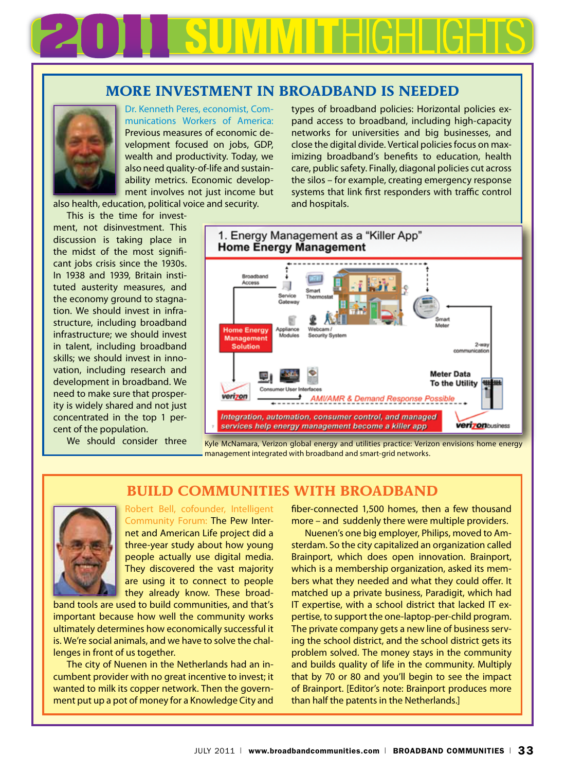# 2011 SUMMIT HIGHLIGHTS

## MORE INVESTMENT IN BROADBAND IS NEEDED

Dr. Kenneth Peres, economist, Communications Workers of America: Previous measures of economic development focused on jobs, GDP, wealth and productivity. Today, we also need quality-of-life and sustainability metrics. Economic development involves not just income but also health, education, political voice and security.

This is the time for investment, not disinvestment. This discussion is taking place in the midst of the most significant jobs crisis since the 1930s. In 1938 and 1939, Britain instituted austerity measures, and the economy ground to stagnation. We should invest in infrastructure, including broadband infrastructure; we should invest in talent, including broadband skills; we should invest in innovation, including research and development in broadband. We need to make sure that prosperity is widely shared and not just concentrated in the top 1 percent of the population.

We should consider three types of broadband policies: Horizontal policies expand access to broadband, including high-capacity networks for universities and big businesses, and close the digital divide. Vertical policies focus on maximizing broadband's benefits to education, health care, public safety. Finally, diagonal policies cut across the silos – for example, creating emergency response systems that link first responders with traffic control and hospitals.

Kyle McNamara, Verizon global energy and utilities practice: Verizon envisions home energy management integrated with broadband and smart-grid networks.

## BUILD COMMUNITIES WITH BROADBAND

Robert Bell, cofounder, Intelligent Community Forum: The Pew Internet and American Life project did a three-year study about how young people actually use digital media. They discovered the vast majority are using it to connect to people they already know. These broadband tools are used to build communities, and that's important because how well the community works ultimately determines how economically successful it is. We're social animals, and we have to solve the challenges in front of us together.

The city of Nuenen in the Netherlands had an incumbent provider with no great incentive to invest; it wanted to milk its copper network. Then the government put up a pot of money for a Knowledge City and fiber-connected 1,500 homes, then a few thousand more – and suddenly there were multiple providers.

Nuenen's one big employer, Philips, moved to Amsterdam. So the city capitalized an organization called Brainport, which does open innovation. Brainport, which is a membership organization, asked its members what they needed and what they could offer. It matched up a private business, Paradigit, which had IT expertise, with a school district that lacked IT expertise, to support the one-laptop-per-child program. The private company gets a new line of business serving the school district, and the school district gets its problem solved. The money stays in the community and builds quality of life in the community. Multiply that by 70 or 80 and you'll begin to see the impact of Brainport. [Editor's note: Brainport produces more than half the patents in the Netherlands.]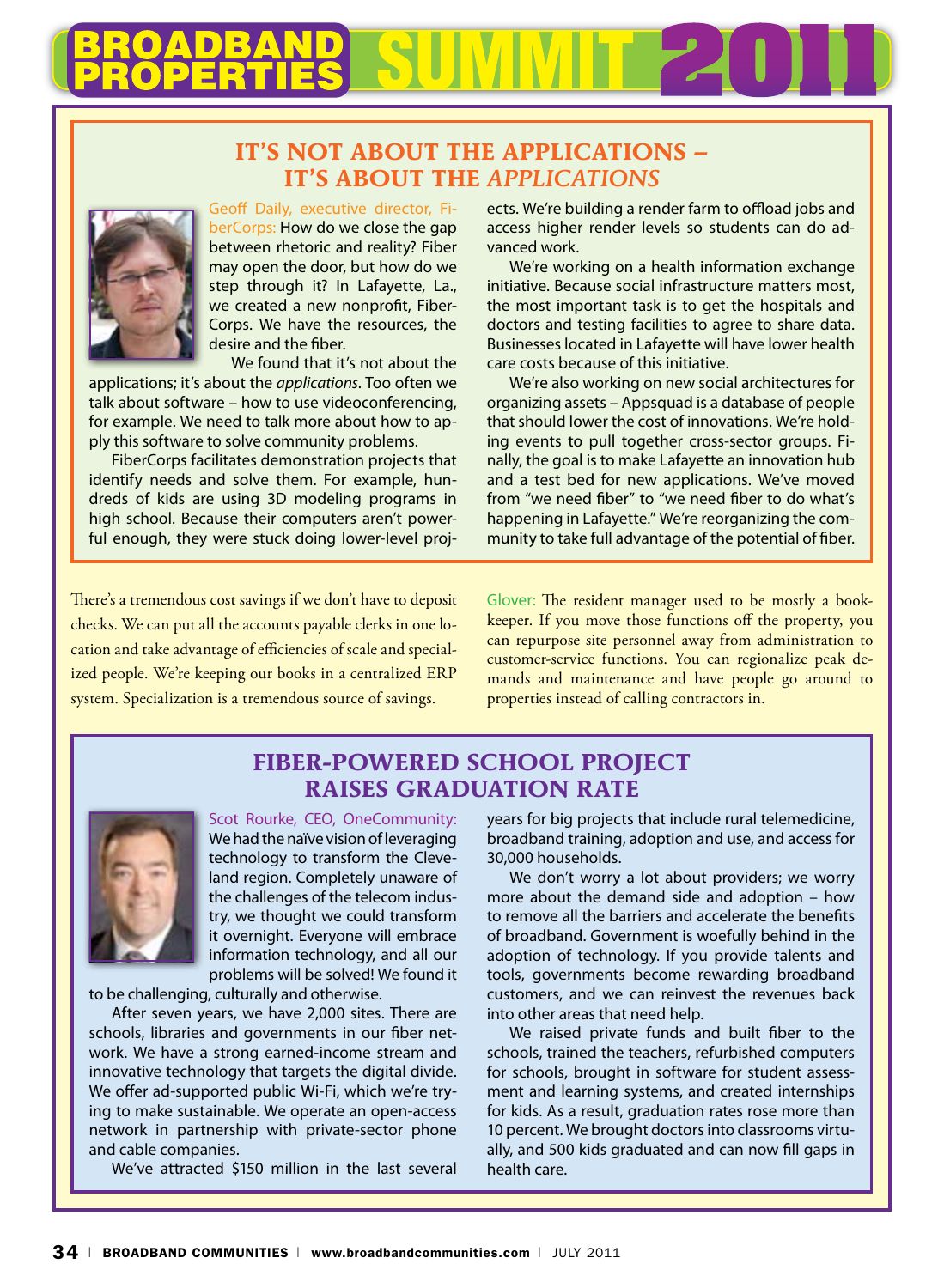## IT'S NOT ABOUT THE APPLICATIONS – IT'S ABOUT THE *APPLICATIONS*

Geoff Daily, executive director, FiberCorps: How do we close the gap between rhetoric and reality? Fiber may open the door, but how do we step through it? In Lafayette, La., we created a new nonprofit, FiberCorps. We have the resources, the desire and the fiber.

We found that it's not about the applications; it's about the *applications*. Too often we talk about software – how to use videoconferencing, for example. We need to talk more about how to apply this software to solve community problems.

FiberCorps facilitates demonstration projects that identify needs and solve them. For example, hundreds of kids are using 3D modeling programs in high school. Because their computers aren't powerful enough, they were stuck doing lower-level projects. We're building a render farm to offload jobs and access higher render levels so students can do advanced work.

We're working on a health information exchange initiative. Because social infrastructure matters most, the most important task is to get the hospitals and doctors and testing facilities to agree to share data. Businesses located in Lafayette will have lower health care costs because of this initiative.

We're also working on new social architectures for organizing assets – Appsquad is a database of people that should lower the cost of innovations. We're holding events to pull together cross-sector groups. Finally, the goal is to make Lafayette an innovation hub and a test bed for new applications. We've moved from "we need fiber" to "we need fiber to do what's happening in Lafayette." We're reorganizing the community to take full advantage of the potential of fiber.

There's a tremendous cost savings if we don't have to deposit checks. We can put all the accounts payable clerks in one location and take advantage of efficiencies of scale and specialized people. We're keeping our books in a centralized ERP system. Specialization is a tremendous source of savings.

Glover: The resident manager used to be mostly a bookkeeper. If you move those functions off the property, you can repurpose site personnel away from administration to customer-service functions. You can regionalize peak demands and maintenance and have people go around to properties instead of calling contractors in.

## FIBER-POWERED SCHOOL PROJECT RAISES GRADUATION RATE

Scot Rourke, CEO, OneCommunity: We had the naïve vision of leveraging technology to transform the Cleveland region. Completely unaware of the challenges of the telecom industry, we thought we could transform it overnight. Everyone will embrace information technology, and all our problems will be solved! We found it to be challenging, culturally and otherwise.

After seven years, we have 2,000 sites. There are schools, libraries and governments in our fiber network. We have a strong earned-income stream and innovative technology that targets the digital divide. We offer ad-supported public Wi-Fi, which we're trying to make sustainable. We operate an open-access network in partnership with private-sector phone and cable companies.

We've attracted $150 million in the last several years for big projects that include rural telemedicine, broadband training, adoption and use, and access for 30,000 households.

We don't worry a lot about providers; we worry more about the demand side and adoption – how to remove all the barriers and accelerate the benefits of broadband. Government is woefully behind in the adoption of technology. If you provide talents and tools, governments become rewarding broadband customers, and we can reinvest the revenues back into other areas that need help.

We raised private funds and built fiber to the schools, trained the teachers, refurbished computers for schools, brought in software for student assessment and learning systems, and created internships for kids. As a result, graduation rates rose more than 10 percent. We brought doctors into classrooms virtually, and 500 kids graduated and can now fill gaps in health care.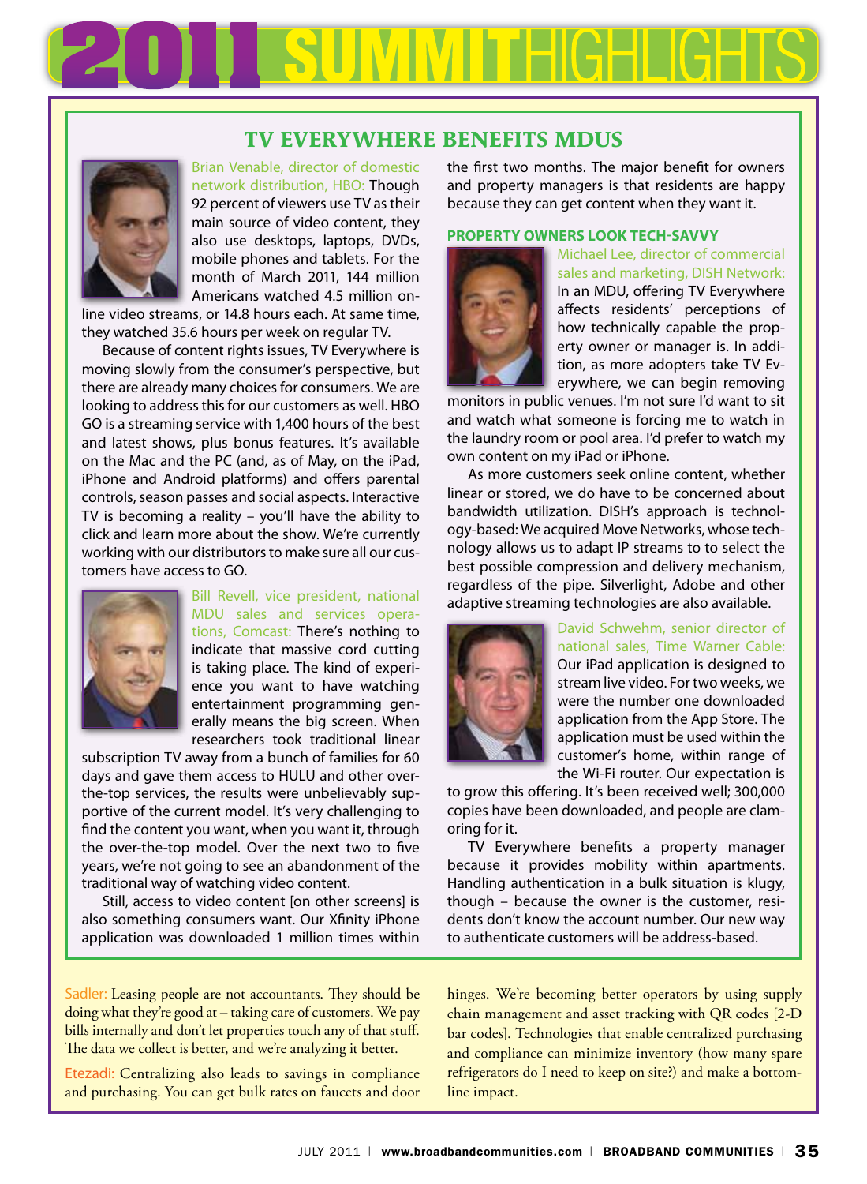# 2011 SUMMIT HIGHLIGHTS

## TV EVERYWHERE BENEFITS MDUS

Brian Venable, director of domestic network distribution, HBO: Though 92 percent of viewers use TV as their main source of video content, they also use desktops, laptops, DVDs, mobile phones and tablets. For the month of March 2011, 144 million Americans watched 4.5 million online video streams, or 14.8 hours each. At same time, they watched 35.6 hours per week on regular TV.

Because of content rights issues, TV Everywhere is moving slowly from the consumer's perspective, but there are already many choices for consumers. We are looking to address this for our customers as well. HBO GO is a streaming service with 1,400 hours of the best and latest shows, plus bonus features. It's available on the Mac and the PC (and, as of May, on the iPad, iPhone and Android platforms) and offers parental controls, season passes and social aspects. Interactive TV is becoming a reality – you'll have the ability to click and learn more about the show. We're currently working with our distributors to make sure all our customers have access to GO.

Bill Revell, vice president, national MDU sales and services operations, Comcast: There's nothing to indicate that massive cord cutting is taking place. The kind of experience you want to have watching entertainment programming generally means the big screen. When researchers took traditional linear subscription TV away from a bunch of families for 60 days and gave them access to HULU and other over-the-top services, the results were unbelievably supportive of the current model. It's very challenging to find the content you want, when you want it, through the over-the-top model. Over the next two to five years, we're not going to see an abandonment of the traditional way of watching video content.

Still, access to video content [on other screens] is also something consumers want. Our Xfinity iPhone application was downloaded 1 million times within the first two months. The major benefit for owners and property managers is that residents are happy because they can get content when they want it.

### PROPERTY OWNERS LOOK TECH-SAVVY

Michael Lee, director of commercial sales and marketing, DISH Network: In an MDU, offering TV Everywhere affects residents' perceptions of how technically capable the property owner or manager is. In addition, as more adopters take TV Everywhere, we can begin removing monitors in public venues. I'm not sure I'd want to sit and watch what someone is forcing me to watch in the laundry room or pool area. I'd prefer to watch my own content on my iPad or iPhone.

As more customers seek online content, whether linear or stored, we do have to be concerned about bandwidth utilization. DISH's approach is technology-based: We acquired Move Networks, whose technology allows us to adapt IP streams to to select the best possible compression and delivery mechanism, regardless of the pipe. Silverlight, Adobe and other adaptive streaming technologies are also available.

David Schwehm, senior director of national sales, Time Warner Cable: Our iPad application is designed to stream live video. For two weeks, we were the number one downloaded application from the App Store. The application must be used within the customer's home, within range of the Wi-Fi router. Our expectation is to grow this offering. It's been received well; 300,000 copies have been downloaded, and people are clamoring for it.

TV Everywhere benefits a property manager because it provides mobility within apartments. Handling authentication in a bulk situation is klugy, though – because the owner is the customer, residents don't know the account number. Our new way to authenticate customers will be address-based.

---

Sadler: Leasing people are not accountants. They should be doing what they're good at – taking care of customers. We pay bills internally and don't let properties touch any of that stuff. The data we collect is better, and we're analyzing it better.

Etezadi: Centralizing also leads to savings in compliance and purchasing. You can get bulk rates on faucets and door hinges. We're becoming better operators by using supply chain management and asset tracking with QR codes [2-D bar codes]. Technologies that enable centralized purchasing and compliance can minimize inventory (how many spare refrigerators do I need to keep on site?) and make a bottom-line impact.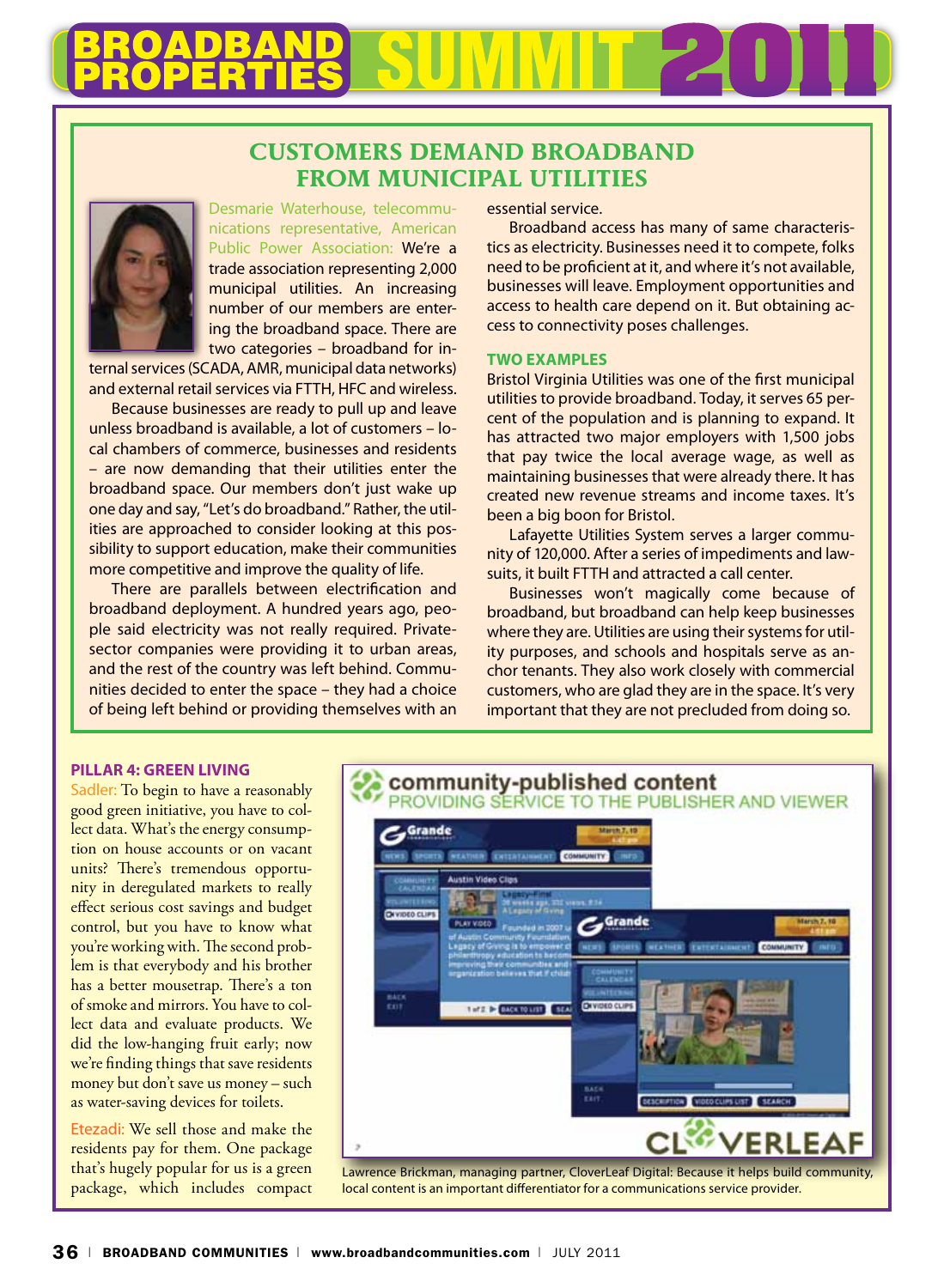# BROADBAND PROPERTIES SUMMIT 2011

## CUSTOMERS DEMAND BROADBAND FROM MUNICIPAL UTILITIES

Desmarie Waterhouse, telecommunications representative, American Public Power Association: We're a trade association representing 2,000 municipal utilities. An increasing number of our members are entering the broadband space. There are two categories – broadband for internal services (SCADA, AMR, municipal data networks) and external retail services via FTTH, HFC and wireless.

Because businesses are ready to pull up and leave unless broadband is available, a lot of customers – local chambers of commerce, businesses and residents – are now demanding that their utilities enter the broadband space. Our members don't just wake up one day and say, "Let's do broadband." Rather, the utilities are approached to consider looking at this possibility to support education, make their communities more competitive and improve the quality of life.

There are parallels between electrification and broadband deployment. A hundred years ago, people said electricity was not really required. Private-sector companies were providing it to urban areas, and the rest of the country was left behind. Communities decided to enter the space – they had a choice of being left behind or providing themselves with an essential service.

Broadband access has many of same characteristics as electricity. Businesses need it to compete, folks need to be proficient at it, and where it's not available, businesses will leave. Employment opportunities and access to health care depend on it. But obtaining access to connectivity poses challenges.

### TWO EXAMPLES

Bristol Virginia Utilities was one of the first municipal utilities to provide broadband. Today, it serves 65 percent of the population and is planning to expand. It has attracted two major employers with 1,500 jobs that pay twice the local average wage, as well as maintaining businesses that were already there. It has created new revenue streams and income taxes. It's been a big boon for Bristol.

Lafayette Utilities System serves a larger community of 120,000. After a series of impediments and lawsuits, it built FTTH and attracted a call center.

Businesses won't magically come because of broadband, but broadband can help keep businesses where they are. Utilities are using their systems for utility purposes, and schools and hospitals serve as anchor tenants. They also work closely with commercial customers, who are glad they are in the space. It's very important that they are not precluded from doing so.

### PILLAR 4: GREEN LIVING

Sadler: To begin to have a reasonably good green initiative, you have to collect data. What's the energy consumption on house accounts or on vacant units? There's tremendous opportunity in deregulated markets to really effect serious cost savings and budget control, but you have to know what you're working with. The second problem is that everybody and his brother has a better mousetrap. There's a ton of smoke and mirrors. You have to collect data and evaluate products. We did the low-hanging fruit early; now we're finding things that save residents money but don't save us money – such as water-saving devices for toilets.

Etezadi: We sell those and make the residents pay for them. One package that's hugely popular for us is a green package, which includes compact

Lawrence Brickman, managing partner, CloverLeaf Digital: Because it helps build community, local content is an important differentiator for a communications service provider.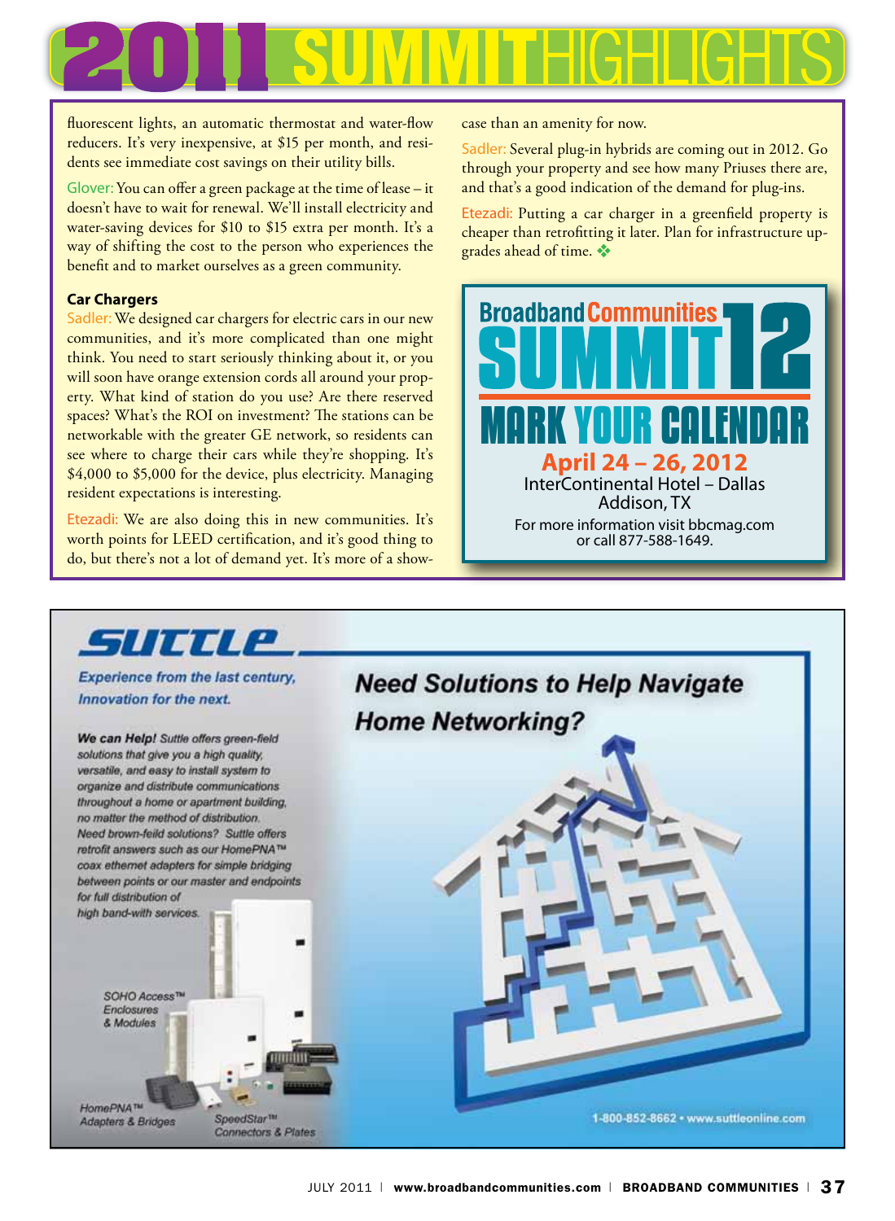# 2011 SUMMIT HIGHLIGHTS

fluorescent lights, an automatic thermostat and water-flow reducers. It's very inexpensive, at $15 per month, and residents see immediate cost savings on their utility bills.

Glover: You can offer a green package at the time of lease – it doesn't have to wait for renewal. We'll install electricity and water-saving devices for $10 to $15 extra per month. It's a way of shifting the cost to the person who experiences the benefit and to market ourselves as a green community.

**Car Chargers**

Sadler: We designed car chargers for electric cars in our new communities, and it's more complicated than one might think. You need to start seriously thinking about it, or you will soon have orange extension cords all around your property. What kind of station do you use? Are there reserved spaces? What's the ROI on investment? The stations can be networkable with the greater GE network, so residents can see where to charge their cars while they're shopping. It's $4,000 to $5,000 for the device, plus electricity. Managing resident expectations is interesting.

Etezadi: We are also doing this in new communities. It's worth points for LEED certification, and it's good thing to do, but there's not a lot of demand yet. It's more of a showcase than an amenity for now.

Sadler: Several plug-in hybrids are coming out in 2012. Go through your property and see how many Priuses there are, and that's a good indication of the demand for plug-ins.

Etezadi: Putting a car charger in a greenfield property is cheaper than retrofitting it later. Plan for infrastructure upgrades ahead of time. ❖

**Broadband Communities SUMMIT 12**

**MARK YOUR CALENDAR**

**April 24 – 26, 2012**
InterContinental Hotel – Dallas
Addison, TX

For more information visit bbcmag.com or call 877-588-1649.

---

**SUTTLE**

*Experience from the last century, Innovation for the next.*

**Need Solutions to Help Navigate Home Networking?**

***We can Help!*** *Suttle offers green-field solutions that give you a high quality, versatile, and easy to install system to organize and distribute communications throughout a home or apartment building, no matter the method of distribution. Need brown-feild solutions? Suttle offers retrofit answers such as our HomePNA™ coax ethernet adapters for simple bridging between points or our master and endpoints for full distribution of high band-with services.*

SOHO Access™ Enclosures & Modules

HomePNA™ Adapters & Bridges

SpeedStar™ Connectors & Plates

1-800-852-8662 • www.suttleonline.com